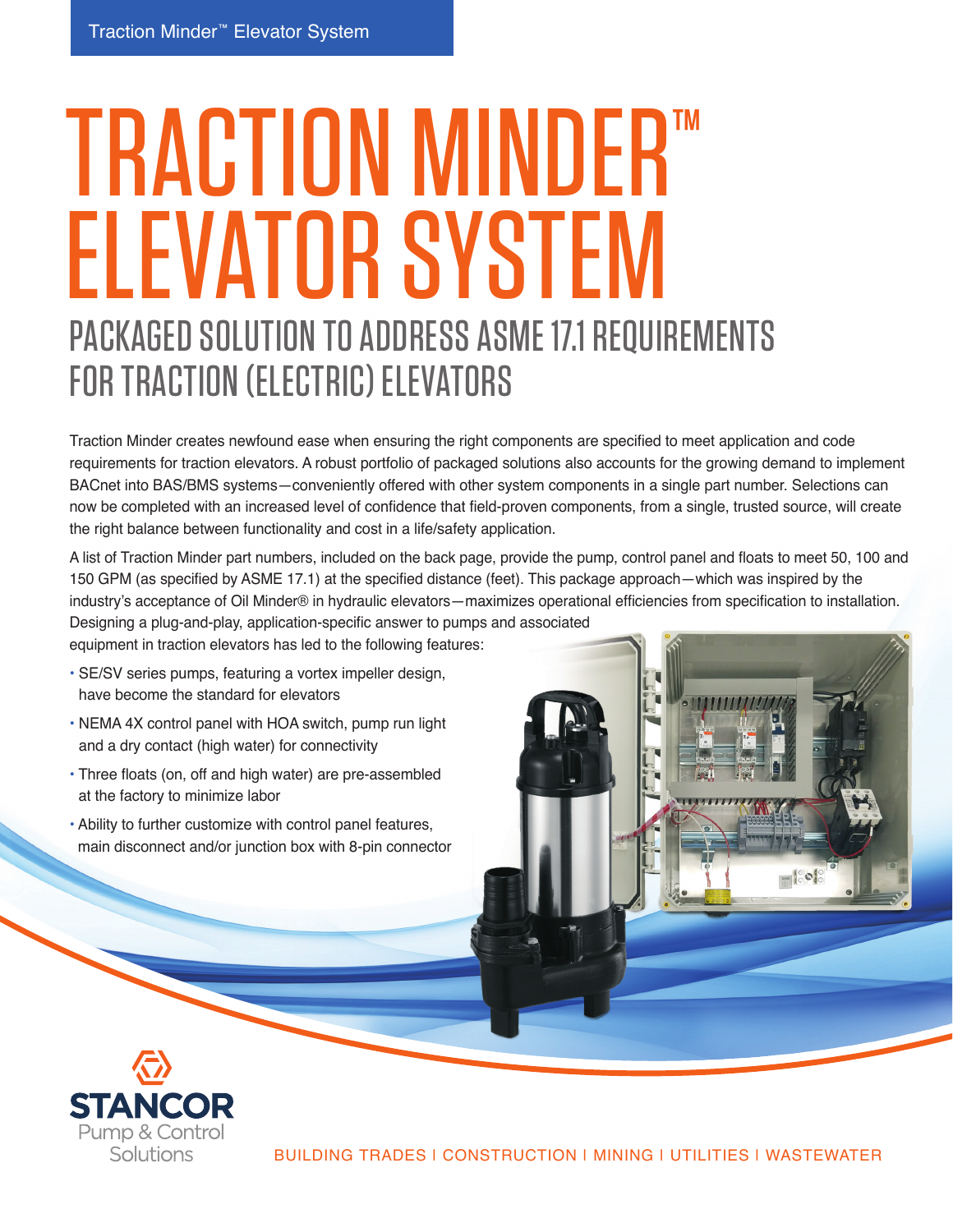# TRACTION MINDER™ ELEVATOR SYSTEM

## PACKAGED SOLUTION TO ADDRESS ASME 17.1 REQUIREMENTS FOR TRACTION (ELECTRIC) ELEVATORS

Traction Minder creates newfound ease when ensuring the right components are specified to meet application and code requirements for traction elevators. A robust portfolio of packaged solutions also accounts for the growing demand to implement BACnet into BAS/BMS systems—conveniently offered with other system components in a single part number. Selections can now be completed with an increased level of confidence that field-proven components, from a single, trusted source, will create the right balance between functionality and cost in a life/safety application.

A list of Traction Minder part numbers, included on the back page, provide the pump, control panel and floats to meet 50, 100 and 150 GPM (as specified by ASME 17.1) at the specified distance (feet). This package approach—which was inspired by the industry's acceptance of Oil Minder® in hydraulic elevators—maximizes operational efficiencies from specification to installation. Designing a plug-and-play, application-specific answer to pumps and associated equipment in traction elevators has led to the following features:

- SE/SV series pumps, featuring a vortex impeller design, have become the standard for elevators
- NEMA 4X control panel with HOA switch, pump run light and a dry contact (high water) for connectivity
- Three floats (on, off and high water) are pre-assembled at the factory to minimize labor
- Ability to further customize with control panel features, main disconnect and/or junction box with 8-pin connector

STANCOR Pump & Control Solutions

BUILDING TRADES | CONSTRUCTION | MINING | UTILITIES | WASTEWATER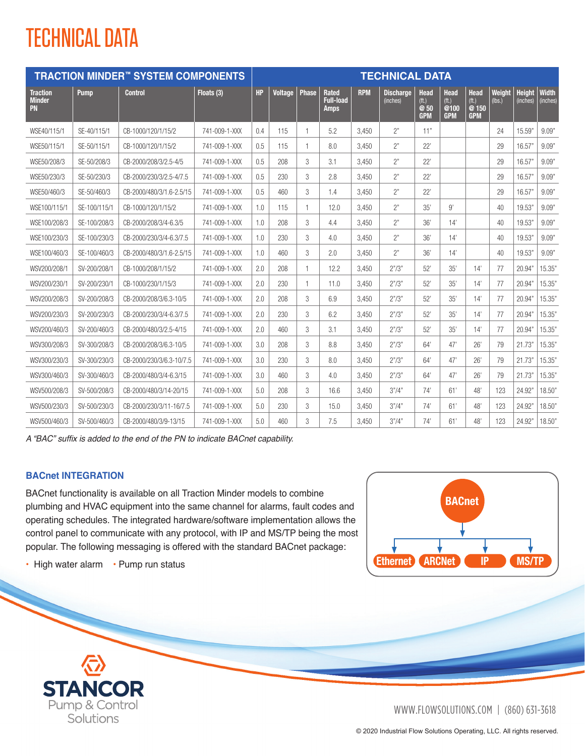# TECHNICAL DATA

| TRACTION MINDER™ SYSTEM COMPONENTS | | | | TECHNICAL DATA | | | | | | | | | | | | |
|---|---|---|---|---|---|---|---|---|---|---|---|---|---|---|---|---|
| Traction Minder PN | Pump | Control | Floats (3) | HP | Voltage | Phase | Rated Full-load Amps | RPM | Discharge (inches) | Head (ft.) @ 50 GPM | Head (ft.) @100 GPM | Head (ft.) @ 150 GPM | Weight (lbs.) | Height (inches) | Width (inches) |
| WSE40/115/1 | SE-40/115/1 | CB-1000/120/1/15/2 | 741-009-1-XXX | 0.4 | 115 | 1 | 5.2 | 3,450 | 2" | 11" | | | 24 | 15.59" | 9.09" |
| WSE50/115/1 | SE-50/115/1 | CB-1000/120/1/15/2 | 741-009-1-XXX | 0.5 | 115 | 1 | 8.0 | 3,450 | 2" | 22' | | | 29 | 16.57" | 9.09" |
| WSE50/208/3 | SE-50/208/3 | CB-2000/208/3/2.5-4/5 | 741-009-1-XXX | 0.5 | 208 | 3 | 3.1 | 3,450 | 2" | 22' | | | 29 | 16.57" | 9.09" |
| WSE50/230/3 | SE-50/230/3 | CB-2000/230/3/2.5-4/7.5 | 741-009-1-XXX | 0.5 | 230 | 3 | 2.8 | 3,450 | 2" | 22' | | | 29 | 16.57" | 9.09" |
| WSE50/460/3 | SE-50/460/3 | CB-2000/480/3/1.6-2.5/15 | 741-009-1-XXX | 0.5 | 460 | 3 | 1.4 | 3,450 | 2" | 22' | | | 29 | 16.57" | 9.09" |
| WSE100/115/1 | SE-100/115/1 | CB-1000/120/1/15/2 | 741-009-1-XXX | 1.0 | 115 | 1 | 12.0 | 3,450 | 2" | 35' | 9' | | 40 | 19.53" | 9.09" |
| WSE100/208/3 | SE-100/208/3 | CB-2000/208/3/4-6.3/5 | 741-009-1-XXX | 1.0 | 208 | 3 | 4.4 | 3,450 | 2" | 36' | 14' | | 40 | 19.53" | 9.09" |
| WSE100/230/3 | SE-100/230/3 | CB-2000/230/3/4-6.3/7.5 | 741-009-1-XXX | 1.0 | 230 | 3 | 4.0 | 3,450 | 2" | 36' | 14' | | 40 | 19.53" | 9.09" |
| WSE100/460/3 | SE-100/460/3 | CB-2000/480/3/1.6-2.5/15 | 741-009-1-XXX | 1.0 | 460 | 3 | 2.0 | 3,450 | 2" | 36' | 14' | | 40 | 19.53" | 9.09" |
| WSV200/208/1 | SV-200/208/1 | CB-1000/208/1/15/2 | 741-009-1-XXX | 2.0 | 208 | 1 | 12.2 | 3,450 | 2"/3" | 52' | 35' | 14' | 77 | 20.94" | 15.35" |
| WSV200/230/1 | SV-200/230/1 | CB-1000/230/1/15/3 | 741-009-1-XXX | 2.0 | 230 | 1 | 11.0 | 3,450 | 2"/3" | 52' | 35' | 14' | 77 | 20.94" | 15.35" |
| WSV200/208/3 | SV-200/208/3 | CB-2000/208/3/6.3-10/5 | 741-009-1-XXX | 2.0 | 208 | 3 | 6.9 | 3,450 | 2"/3" | 52' | 35' | 14' | 77 | 20.94" | 15.35" |
| WSV200/230/3 | SV-200/230/3 | CB-2000/230/3/4-6.3/7.5 | 741-009-1-XXX | 2.0 | 230 | 3 | 6.2 | 3,450 | 2"/3" | 52' | 35' | 14' | 77 | 20.94" | 15.35" |
| WSV200/460/3 | SV-200/460/3 | CB-2000/480/3/2.5-4/15 | 741-009-1-XXX | 2.0 | 460 | 3 | 3.1 | 3,450 | 2"/3" | 52' | 35' | 14' | 77 | 20.94" | 15.35" |
| WSV300/208/3 | SV-300/208/3 | CB-2000/208/3/6.3-10/5 | 741-009-1-XXX | 3.0 | 208 | 3 | 8.8 | 3,450 | 2"/3" | 64' | 47' | 26' | 79 | 21.73" | 15.35" |
| WSV300/230/3 | SV-300/230/3 | CB-2000/230/3/6.3-10/7.5 | 741-009-1-XXX | 3.0 | 230 | 3 | 8.0 | 3,450 | 2"/3" | 64' | 47' | 26' | 79 | 21.73" | 15.35" |
| WSV300/460/3 | SV-300/460/3 | CB-2000/480/3/4-6.3/15 | 741-009-1-XXX | 3.0 | 460 | 3 | 4.0 | 3,450 | 2"/3" | 64' | 47' | 26' | 79 | 21.73" | 15.35" |
| WSV500/208/3 | SV-500/208/3 | CB-2000/480/3/14-20/15 | 741-009-1-XXX | 5.0 | 208 | 3 | 16.6 | 3,450 | 3"/4" | 74' | 61' | 48' | 123 | 24.92" | 18.50" |
| WSV500/230/3 | SV-500/230/3 | CB-2000/230/3/11-16/7.5 | 741-009-1-XXX | 5.0 | 230 | 3 | 15.0 | 3,450 | 3"/4" | 74' | 61' | 48' | 123 | 24.92" | 18.50" |
| WSV500/460/3 | SV-500/460/3 | CB-2000/480/3/9-13/15 | 741-009-1-XXX | 5.0 | 460 | 3 | 7.5 | 3,450 | 3"/4" | 74' | 61' | 48' | 123 | 24.92" | 18.50" |

*A "BAC" suffix is added to the end of the PN to indicate BACnet capability.*

### BACnet INTEGRATION

BACnet functionality is available on all Traction Minder models to combine plumbing and HVAC equipment into the same channel for alarms, fault codes and operating schedules. The integrated hardware/software implementation allows the control panel to communicate with any protocol, with IP and MS/TP being the most popular. The following messaging is offered with the standard BACnet package:

- High water alarm
- Pump run status

BACnet

Ethernet ARCNet IP MS/TP

STANCOR Pump & Control Solutions

WWW.FLOWSOLUTIONS.COM | (860) 631-3618

© 2020 Industrial Flow Solutions Operating, LLC. All rights reserved.